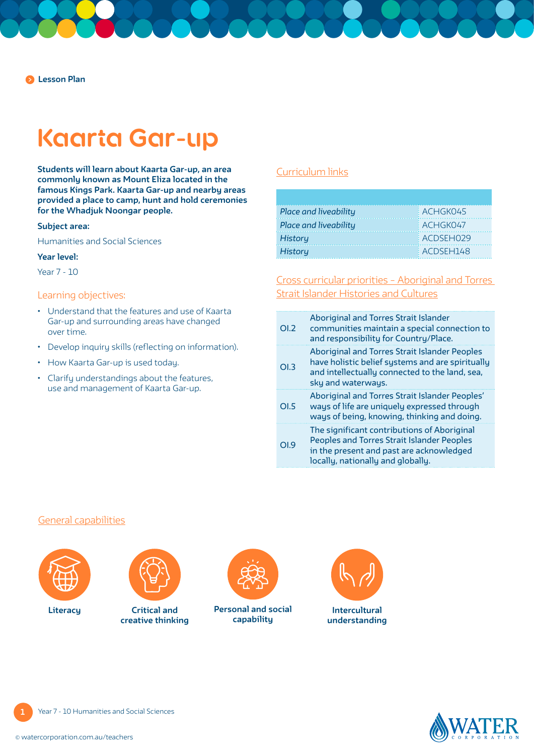Lesson Plan

# Kaarta Gar-up

**Students will learn about Kaarta Gar-up, an area commonly known as Mount Eliza located in the famous Kings Park. Kaarta Gar-up and nearby areas provided a place to camp, hunt and hold ceremonies for the Whadjuk Noongar people.**

**Subject area:**

Humanities and Social Sciences

**Year level:**

Year 7 - 10

## Learning objectives:

- Understand that the features and use of Kaarta Gar-up and surrounding areas have changed over time.
- Develop inquiry skills (reflecting on information).
- How Kaarta Gar-up is used today.
- Clarify understandings about the features, use and management of Kaarta Gar-up.

## Curriculum links

| | |
|---|---|
| *Place and liveability* | ACHGK045 |
| *Place and liveability* | ACHGK047 |
| *History* | ACDSEH029 |
| *History* | ACDSEH148 |

## Cross curricular priorities – Aboriginal and Torres Strait Islander Histories and Cultures

| | |
|---|---|
| OI.2 | Aboriginal and Torres Strait Islander communities maintain a special connection to and responsibility for Country/Place. |
| OI.3 | Aboriginal and Torres Strait Islander Peoples have holistic belief systems and are spiritually and intellectually connected to the land, sea, sky and waterways. |
| OI.5 | Aboriginal and Torres Strait Islander Peoples' ways of life are uniquely expressed through ways of being, knowing, thinking and doing. |
| OI.9 | The significant contributions of Aboriginal Peoples and Torres Strait Islander Peoples in the present and past are acknowledged locally, nationally and globally. |

## General capabilities

- **Literacy**
- **Critical and creative thinking**
- **Personal and social capability**
- **Intercultural understanding**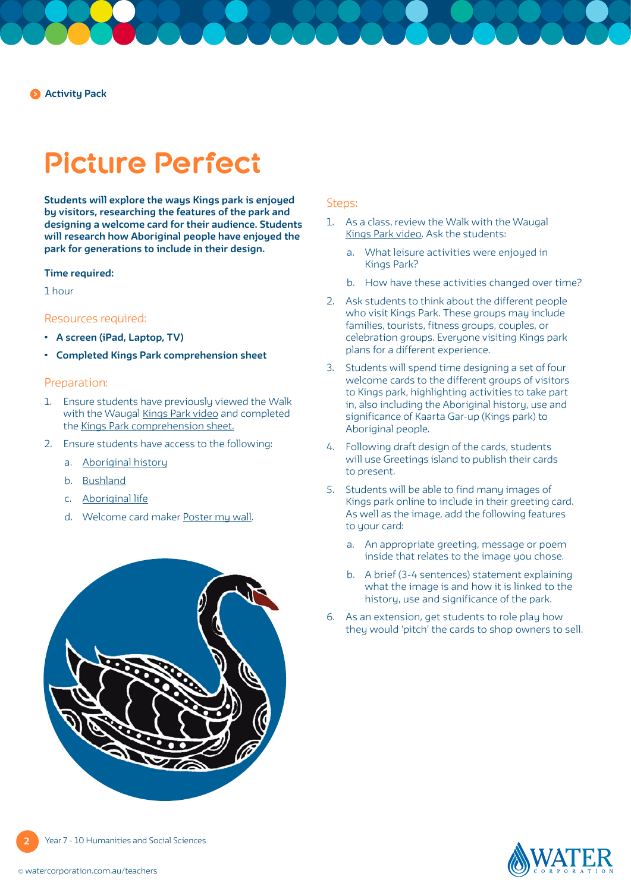Activity Pack

# Picture Perfect

**Students will explore the ways Kings park is enjoyed by visitors, researching the features of the park and designing a welcome card for their audience. Students will research how Aboriginal people have enjoyed the park for generations to include in their design.**

**Time required:**

1 hour

## Resources required:

- **A screen (iPad, Laptop, TV)**
- **Completed Kings Park comprehension sheet**

## Preparation:

1. Ensure students have previously viewed the Walk with the Waugal Kings Park video and completed the Kings Park comprehension sheet.
2. Ensure students have access to the following:
    a. Aboriginal history
    b. Bushland
    c. Aboriginal life
    d. Welcome card maker Poster my wall.

## Steps:

1. As a class, review the Walk with the Waugal Kings Park video. Ask the students:
    a. What leisure activities were enjoyed in Kings Park?
    b. How have these activities changed over time?
2. Ask students to think about the different people who visit Kings Park. These groups may include families, tourists, fitness groups, couples, or celebration groups. Everyone visiting Kings park plans for a different experience.
3. Students will spend time designing a set of four welcome cards to the different groups of visitors to Kings park, highlighting activities to take part in, also including the Aboriginal history, use and significance of Kaarta Gar-up (Kings park) to Aboriginal people.
4. Following draft design of the cards, students will use Greetings island to publish their cards to present.
5. Students will be able to find many images of Kings park online to include in their greeting card. As well as the image, add the following features to your card:
    a. An appropriate greeting, message or poem inside that relates to the image you chose.
    b. A brief (3-4 sentences) statement explaining what the image is and how it is linked to the history, use and significance of the park.
6. As an extension, get students to role play how they would 'pitch' the cards to shop owners to sell.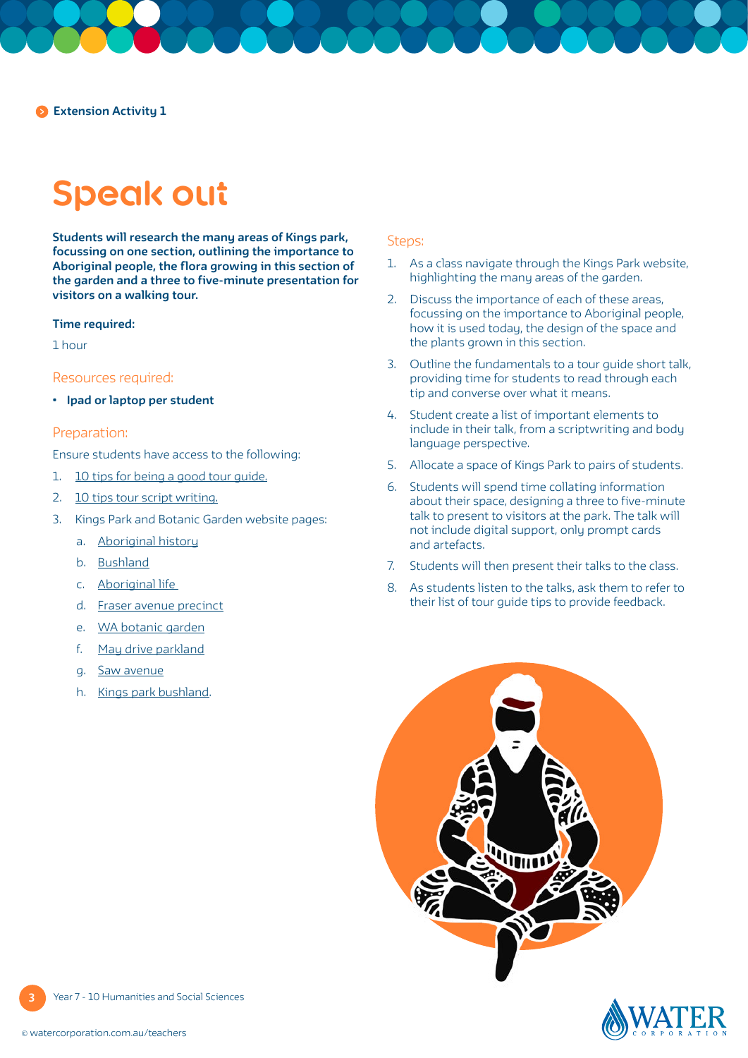Extension Activity 1

# Speak out

**Students will research the many areas of Kings park, focussing on one section, outlining the importance to Aboriginal people, the flora growing in this section of the garden and a three to five-minute presentation for visitors on a walking tour.**

**Time required:**

1 hour

## Resources required:

- **Ipad or laptop per student**

## Preparation:

Ensure students have access to the following:

1. 10 tips for being a good tour guide.
2. 10 tips tour script writing.
3. Kings Park and Botanic Garden website pages:
   a. Aboriginal history
   b. Bushland
   c. Aboriginal life
   d. Fraser avenue precinct
   e. WA botanic garden
   f. May drive parkland
   g. Saw avenue
   h. Kings park bushland.

## Steps:

1. As a class navigate through the Kings Park website, highlighting the many areas of the garden.
2. Discuss the importance of each of these areas, focussing on the importance to Aboriginal people, how it is used today, the design of the space and the plants grown in this section.
3. Outline the fundamentals to a tour guide short talk, providing time for students to read through each tip and converse over what it means.
4. Student create a list of important elements to include in their talk, from a scriptwriting and body language perspective.
5. Allocate a space of Kings Park to pairs of students.
6. Students will spend time collating information about their space, designing a three to five-minute talk to present to visitors at the park. The talk will not include digital support, only prompt cards and artefacts.
7. Students will then present their talks to the class.
8. As students listen to the talks, ask them to refer to their list of tour guide tips to provide feedback.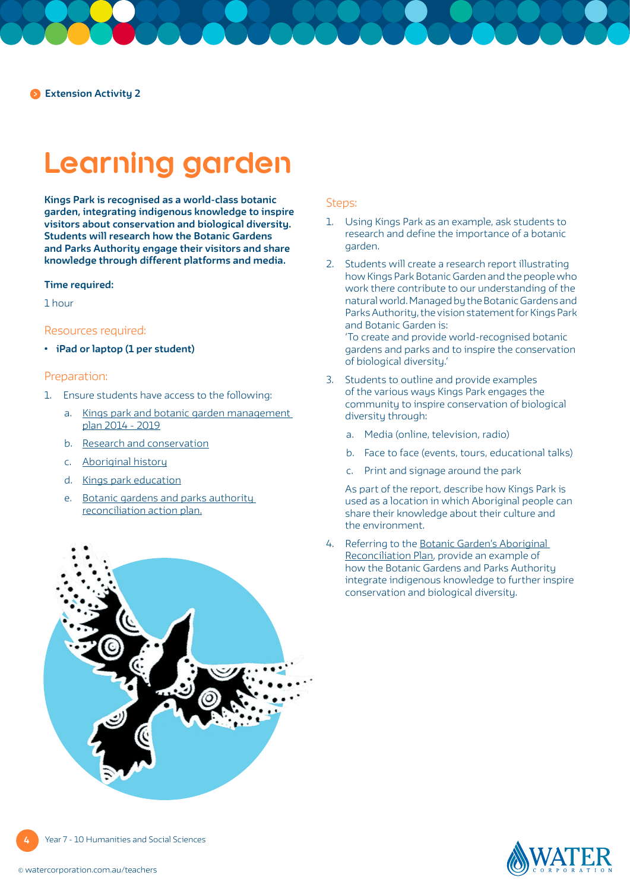Extension Activity 2

# Learning garden

**Kings Park is recognised as a world-class botanic garden, integrating indigenous knowledge to inspire visitors about conservation and biological diversity. Students will research how the Botanic Gardens and Parks Authority engage their visitors and share knowledge through different platforms and media.**

**Time required:**

1 hour

## Resources required:

- **iPad or laptop (1 per student)**

## Preparation:

1. Ensure students have access to the following:
   a. Kings park and botanic garden management plan 2014 - 2019
   b. Research and conservation
   c. Aboriginal history
   d. Kings park education
   e. Botanic gardens and parks authority reconciliation action plan.

## Steps:

1. Using Kings Park as an example, ask students to research and define the importance of a botanic garden.
2. Students will create a research report illustrating how Kings Park Botanic Garden and the people who work there contribute to our understanding of the natural world. Managed by the Botanic Gardens and Parks Authority, the vision statement for Kings Park and Botanic Garden is:
   'To create and provide world-recognised botanic gardens and parks and to inspire the conservation of biological diversity.'
3. Students to outline and provide examples of the various ways Kings Park engages the community to inspire conservation of biological diversity through:
   a. Media (online, television, radio)
   b. Face to face (events, tours, educational talks)
   c. Print and signage around the park

   As part of the report, describe how Kings Park is used as a location in which Aboriginal people can share their knowledge about their culture and the environment.
4. Referring to the Botanic Garden's Aboriginal Reconciliation Plan, provide an example of how the Botanic Gardens and Parks Authority integrate indigenous knowledge to further inspire conservation and biological diversity.

Year 7 - 10 Humanities and Social Sciences

© watercorporation.com.au/teachers